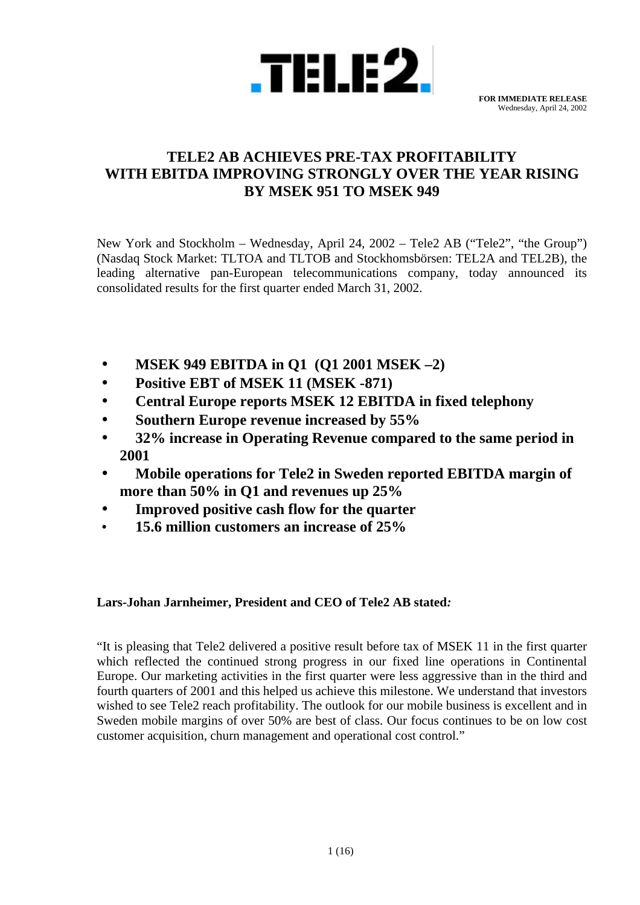**FOR IMMEDIATE RELEASE**
Wednesday, April 24, 2002

# TELE2 AB ACHIEVES PRE-TAX PROFITABILITY WITH EBITDA IMPROVING STRONGLY OVER THE YEAR RISING BY MSEK 951 TO MSEK 949

New York and Stockholm – Wednesday, April 24, 2002 – Tele2 AB ("Tele2", "the Group") (Nasdaq Stock Market: TLTOA and TLTOB and Stockhomsbörsen: TEL2A and TEL2B), the leading alternative pan-European telecommunications company, today announced its consolidated results for the first quarter ended March 31, 2002.

- **MSEK 949 EBITDA in Q1 (Q1 2001 MSEK –2)**
- **Positive EBT of MSEK 11 (MSEK -871)**
- **Central Europe reports MSEK 12 EBITDA in fixed telephony**
- **Southern Europe revenue increased by 55%**
- **32% increase in Operating Revenue compared to the same period in 2001**
- **Mobile operations for Tele2 in Sweden reported EBITDA margin of more than 50% in Q1 and revenues up 25%**
- **Improved positive cash flow for the quarter**
- **15.6 million customers an increase of 25%**

**Lars-Johan Jarnheimer, President and CEO of Tele2 AB stated:**

"It is pleasing that Tele2 delivered a positive result before tax of MSEK 11 in the first quarter which reflected the continued strong progress in our fixed line operations in Continental Europe. Our marketing activities in the first quarter were less aggressive than in the third and fourth quarters of 2001 and this helped us achieve this milestone. We understand that investors wished to see Tele2 reach profitability. The outlook for our mobile business is excellent and in Sweden mobile margins of over 50% are best of class. Our focus continues to be on low cost customer acquisition, churn management and operational cost control."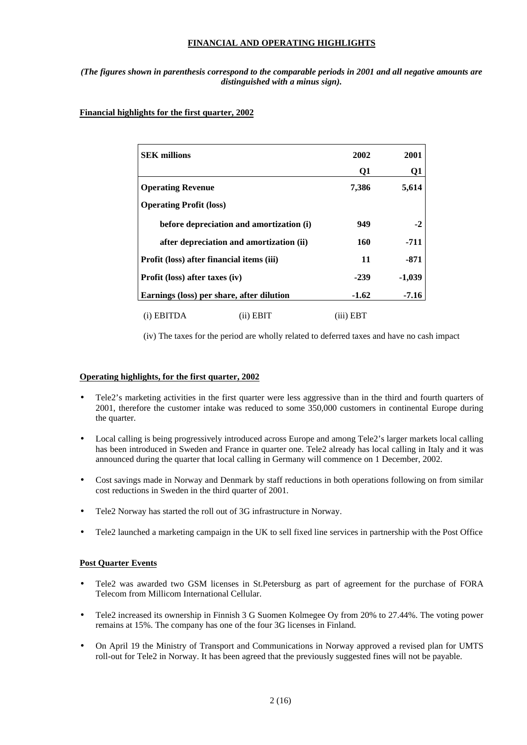# FINANCIAL AND OPERATING HIGHLIGHTS

*(The figures shown in parenthesis correspond to the comparable periods in 2001 and all negative amounts are distinguished with a minus sign).*

## Financial highlights for the first quarter, 2002

| SEK millions | 2002 Q1 | 2001 Q1 |
|---|---|---|
| **Operating Revenue** | **7,386** | **5,614** |
| **Operating Profit (loss)** | | |
| **before depreciation and amortization (i)** | **949** | **-2** |
| **after depreciation and amortization (ii)** | **160** | **-711** |
| **Profit (loss) after financial items (iii)** | **11** | **-871** |
| **Profit (loss) after taxes (iv)** | **-239** | **-1,039** |
| **Earnings (loss) per share, after dilution** | **-1.62** | **-7.16** |

(i) EBITDA (ii) EBIT (iii) EBT

(iv) The taxes for the period are wholly related to deferred taxes and have no cash impact

## Operating highlights, for the first quarter, 2002

- Tele2's marketing activities in the first quarter were less aggressive than in the third and fourth quarters of 2001, therefore the customer intake was reduced to some 350,000 customers in continental Europe during the quarter.
- Local calling is being progressively introduced across Europe and among Tele2's larger markets local calling has been introduced in Sweden and France in quarter one. Tele2 already has local calling in Italy and it was announced during the quarter that local calling in Germany will commence on 1 December, 2002.
- Cost savings made in Norway and Denmark by staff reductions in both operations following on from similar cost reductions in Sweden in the third quarter of 2001.
- Tele2 Norway has started the roll out of 3G infrastructure in Norway.
- Tele2 launched a marketing campaign in the UK to sell fixed line services in partnership with the Post Office

## Post Quarter Events

- Tele2 was awarded two GSM licenses in St.Petersburg as part of agreement for the purchase of FORA Telecom from Millicom International Cellular.
- Tele2 increased its ownership in Finnish 3 G Suomen Kolmegee Oy from 20% to 27.44%. The voting power remains at 15%. The company has one of the four 3G licenses in Finland.
- On April 19 the Ministry of Transport and Communications in Norway approved a revised plan for UMTS roll-out for Tele2 in Norway. It has been agreed that the previously suggested fines will not be payable.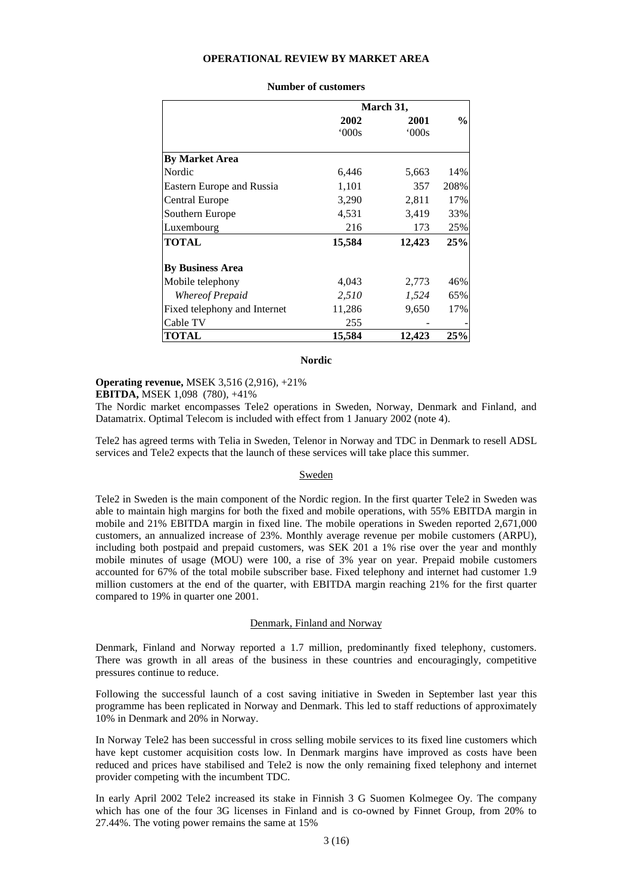# OPERATIONAL REVIEW BY MARKET AREA

**Number of customers**

| | March 31, | | |
|---|---|---|---|
| | **2002** '000s | **2001** '000s | **%** |
| **By Market Area** | | | |
| Nordic | 6,446 | 5,663 | 14% |
| Eastern Europe and Russia | 1,101 | 357 | 208% |
| Central Europe | 3,290 | 2,811 | 17% |
| Southern Europe | 4,531 | 3,419 | 33% |
| Luxembourg | 216 | 173 | 25% |
| **TOTAL** | **15,584** | **12,423** | **25%** |
| **By Business Area** | | | |
| Mobile telephony | 4,043 | 2,773 | 46% |
| *Whereof Prepaid* | *2,510* | *1,524* | 65% |
| Fixed telephony and Internet | 11,286 | 9,650 | 17% |
| Cable TV | 255 | - | - |
| **TOTAL** | **15,584** | **12,423** | **25%** |

## Nordic

**Operating revenue,** MSEK 3,516 (2,916), +21%
**EBITDA,** MSEK 1,098 (780), +41%
The Nordic market encompasses Tele2 operations in Sweden, Norway, Denmark and Finland, and Datamatrix. Optimal Telecom is included with effect from 1 January 2002 (note 4).

Tele2 has agreed terms with Telia in Sweden, Telenor in Norway and TDC in Denmark to resell ADSL services and Tele2 expects that the launch of these services will take place this summer.

### Sweden

Tele2 in Sweden is the main component of the Nordic region. In the first quarter Tele2 in Sweden was able to maintain high margins for both the fixed and mobile operations, with 55% EBITDA margin in mobile and 21% EBITDA margin in fixed line. The mobile operations in Sweden reported 2,671,000 customers, an annualized increase of 23%. Monthly average revenue per mobile customers (ARPU), including both postpaid and prepaid customers, was SEK 201 a 1% rise over the year and monthly mobile minutes of usage (MOU) were 100, a rise of 3% year on year. Prepaid mobile customers accounted for 67% of the total mobile subscriber base. Fixed telephony and internet had customer 1.9 million customers at the end of the quarter, with EBITDA margin reaching 21% for the first quarter compared to 19% in quarter one 2001.

### Denmark, Finland and Norway

Denmark, Finland and Norway reported a 1.7 million, predominantly fixed telephony, customers. There was growth in all areas of the business in these countries and encouragingly, competitive pressures continue to reduce.

Following the successful launch of a cost saving initiative in Sweden in September last year this programme has been replicated in Norway and Denmark. This led to staff reductions of approximately 10% in Denmark and 20% in Norway.

In Norway Tele2 has been successful in cross selling mobile services to its fixed line customers which have kept customer acquisition costs low. In Denmark margins have improved as costs have been reduced and prices have stabilised and Tele2 is now the only remaining fixed telephony and internet provider competing with the incumbent TDC.

In early April 2002 Tele2 increased its stake in Finnish 3 G Suomen Kolmegee Oy. The company which has one of the four 3G licenses in Finland and is co-owned by Finnet Group, from 20% to 27.44%. The voting power remains the same at 15%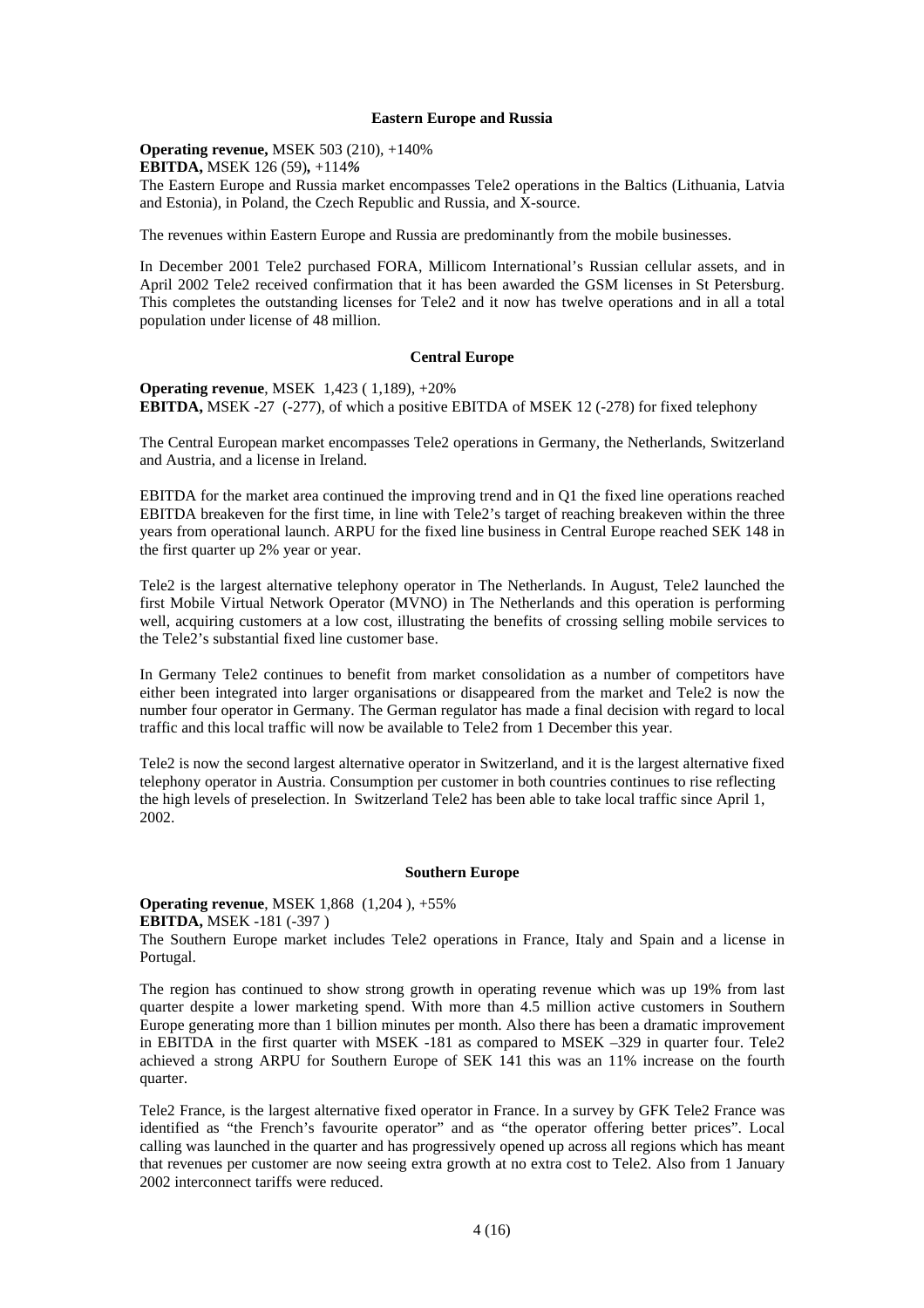### Eastern Europe and Russia

**Operating revenue,** MSEK 503 (210), +140%
**EBITDA,** MSEK 126 (59)**,** +114*%*
The Eastern Europe and Russia market encompasses Tele2 operations in the Baltics (Lithuania, Latvia and Estonia), in Poland, the Czech Republic and Russia, and X-source.

The revenues within Eastern Europe and Russia are predominantly from the mobile businesses.

In December 2001 Tele2 purchased FORA, Millicom International's Russian cellular assets, and in April 2002 Tele2 received confirmation that it has been awarded the GSM licenses in St Petersburg. This completes the outstanding licenses for Tele2 and it now has twelve operations and in all a total population under license of 48 million.

### Central Europe

**Operating revenue**, MSEK 1,423 ( 1,189), +20%
**EBITDA,** MSEK -27 (-277), of which a positive EBITDA of MSEK 12 (-278) for fixed telephony

The Central European market encompasses Tele2 operations in Germany, the Netherlands, Switzerland and Austria, and a license in Ireland.

EBITDA for the market area continued the improving trend and in Q1 the fixed line operations reached EBITDA breakeven for the first time, in line with Tele2's target of reaching breakeven within the three years from operational launch. ARPU for the fixed line business in Central Europe reached SEK 148 in the first quarter up 2% year or year.

Tele2 is the largest alternative telephony operator in The Netherlands. In August, Tele2 launched the first Mobile Virtual Network Operator (MVNO) in The Netherlands and this operation is performing well, acquiring customers at a low cost, illustrating the benefits of crossing selling mobile services to the Tele2's substantial fixed line customer base.

In Germany Tele2 continues to benefit from market consolidation as a number of competitors have either been integrated into larger organisations or disappeared from the market and Tele2 is now the number four operator in Germany. The German regulator has made a final decision with regard to local traffic and this local traffic will now be available to Tele2 from 1 December this year.

Tele2 is now the second largest alternative operator in Switzerland, and it is the largest alternative fixed telephony operator in Austria. Consumption per customer in both countries continues to rise reflecting the high levels of preselection. In Switzerland Tele2 has been able to take local traffic since April 1, 2002.

### Southern Europe

**Operating revenue**, MSEK 1,868 (1,204 ), +55%
**EBITDA,** MSEK -181 (-397 )
The Southern Europe market includes Tele2 operations in France, Italy and Spain and a license in Portugal.

The region has continued to show strong growth in operating revenue which was up 19% from last quarter despite a lower marketing spend. With more than 4.5 million active customers in Southern Europe generating more than 1 billion minutes per month. Also there has been a dramatic improvement in EBITDA in the first quarter with MSEK -181 as compared to MSEK –329 in quarter four. Tele2 achieved a strong ARPU for Southern Europe of SEK 141 this was an 11% increase on the fourth quarter.

Tele2 France, is the largest alternative fixed operator in France. In a survey by GFK Tele2 France was identified as "the French's favourite operator" and as "the operator offering better prices". Local calling was launched in the quarter and has progressively opened up across all regions which has meant that revenues per customer are now seeing extra growth at no extra cost to Tele2. Also from 1 January 2002 interconnect tariffs were reduced.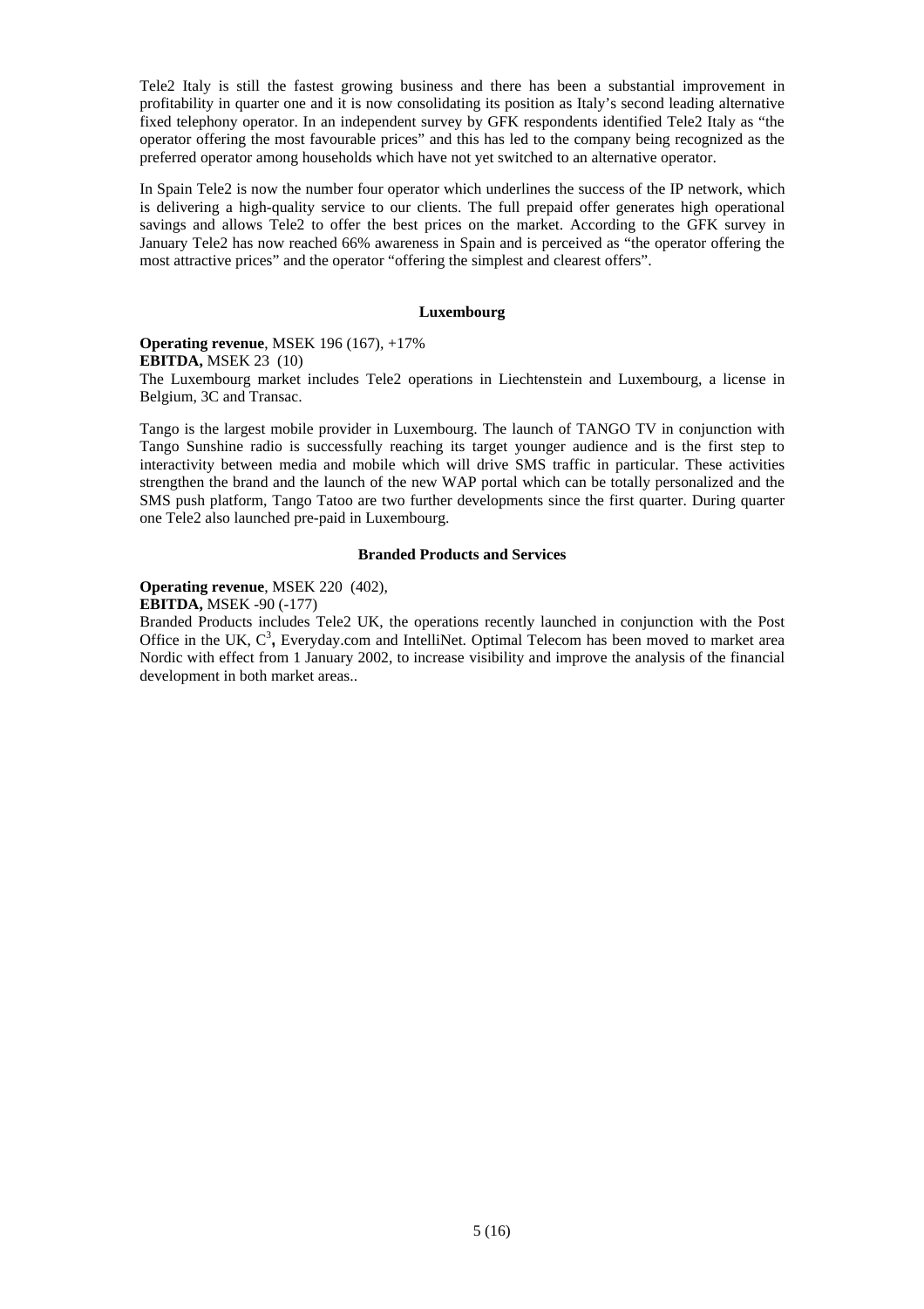Tele2 Italy is still the fastest growing business and there has been a substantial improvement in profitability in quarter one and it is now consolidating its position as Italy's second leading alternative fixed telephony operator. In an independent survey by GFK respondents identified Tele2 Italy as "the operator offering the most favourable prices" and this has led to the company being recognized as the preferred operator among households which have not yet switched to an alternative operator.

In Spain Tele2 is now the number four operator which underlines the success of the IP network, which is delivering a high-quality service to our clients. The full prepaid offer generates high operational savings and allows Tele2 to offer the best prices on the market. According to the GFK survey in January Tele2 has now reached 66% awareness in Spain and is perceived as "the operator offering the most attractive prices" and the operator "offering the simplest and clearest offers".

### Luxembourg

**Operating revenue**, MSEK 196 (167), +17%
**EBITDA,** MSEK 23 (10)
The Luxembourg market includes Tele2 operations in Liechtenstein and Luxembourg, a license in Belgium, 3C and Transac.

Tango is the largest mobile provider in Luxembourg. The launch of TANGO TV in conjunction with Tango Sunshine radio is successfully reaching its target younger audience and is the first step to interactivity between media and mobile which will drive SMS traffic in particular. These activities strengthen the brand and the launch of the new WAP portal which can be totally personalized and the SMS push platform, Tango Tatoo are two further developments since the first quarter. During quarter one Tele2 also launched pre-paid in Luxembourg.

### Branded Products and Services

**Operating revenue**, MSEK 220 (402),
**EBITDA,** MSEK -90 (-177)
Branded Products includes Tele2 UK, the operations recently launched in conjunction with the Post Office in the UK, $C^3$**,** Everyday.com and IntelliNet. Optimal Telecom has been moved to market area Nordic with effect from 1 January 2002, to increase visibility and improve the analysis of the financial development in both market areas..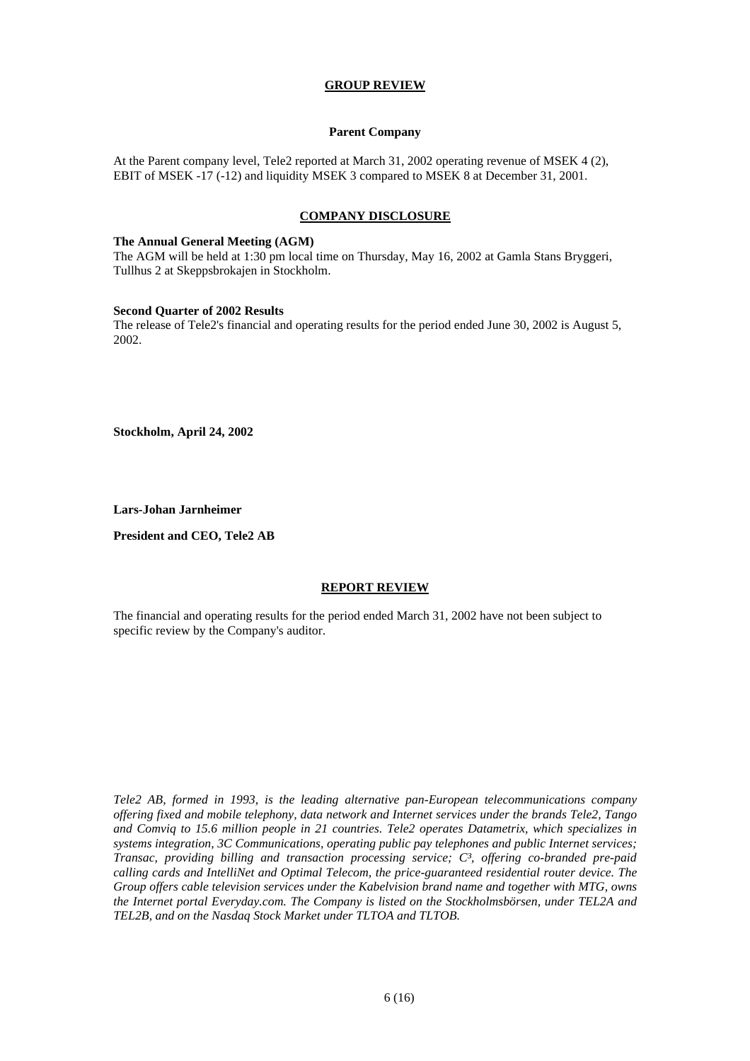## GROUP REVIEW

### Parent Company

At the Parent company level, Tele2 reported at March 31, 2002 operating revenue of MSEK 4 (2), EBIT of MSEK -17 (-12) and liquidity MSEK 3 compared to MSEK 8 at December 31, 2001.

## COMPANY DISCLOSURE

**The Annual General Meeting (AGM)**
The AGM will be held at 1:30 pm local time on Thursday, May 16, 2002 at Gamla Stans Bryggeri, Tullhus 2 at Skeppsbrokajen in Stockholm.

**Second Quarter of 2002 Results**
The release of Tele2's financial and operating results for the period ended June 30, 2002 is August 5, 2002.

**Stockholm, April 24, 2002**

**Lars-Johan Jarnheimer**

**President and CEO, Tele2 AB**

## REPORT REVIEW

The financial and operating results for the period ended March 31, 2002 have not been subject to specific review by the Company's auditor.

*Tele2 AB, formed in 1993, is the leading alternative pan-European telecommunications company offering fixed and mobile telephony, data network and Internet services under the brands Tele2, Tango and Comviq to 15.6 million people in 21 countries. Tele2 operates Datametrix, which specializes in systems integration, 3C Communications, operating public pay telephones and public Internet services; Transac, providing billing and transaction processing service; C³, offering co-branded pre-paid calling cards and IntelliNet and Optimal Telecom, the price-guaranteed residential router device. The Group offers cable television services under the Kabelvision brand name and together with MTG, owns the Internet portal Everyday.com. The Company is listed on the Stockholmsbörsen, under TEL2A and TEL2B, and on the Nasdaq Stock Market under TLTOA and TLTOB.*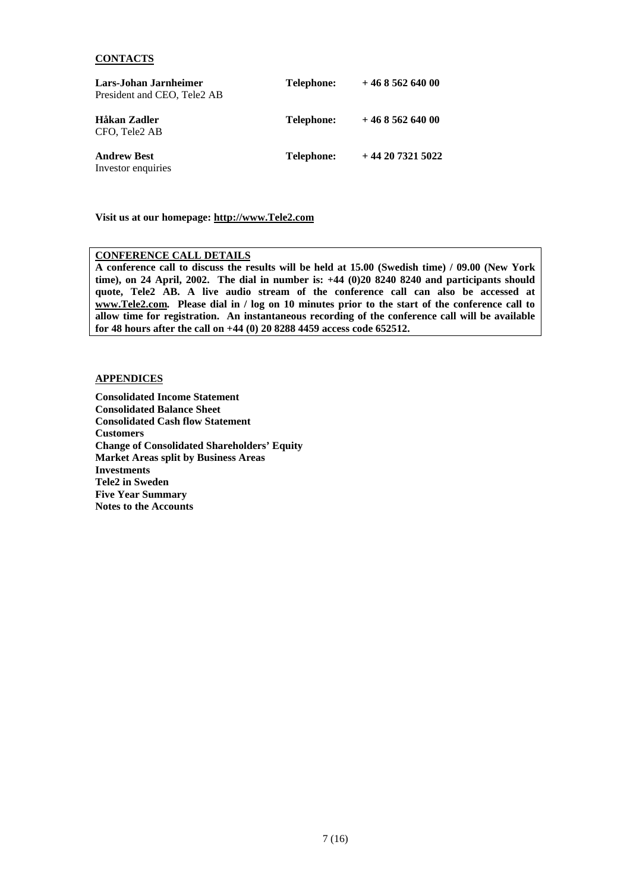## CONTACTS

| | | |
|---|---|---|
| **Lars-Johan Jarnheimer**<br>President and CEO, Tele2 AB | **Telephone:** | **+ 46 8 562 640 00** |
| **Håkan Zadler**<br>CFO, Tele2 AB | **Telephone:** | **+ 46 8 562 640 00** |
| **Andrew Best**<br>Investor enquiries | **Telephone:** | **+ 44 20 7321 5022** |

**Visit us at our homepage: http://www.Tele2.com**

**CONFERENCE CALL DETAILS**

**A conference call to discuss the results will be held at 15.00 (Swedish time) / 09.00 (New York time), on 24 April, 2002. The dial in number is: +44 (0)20 8240 8240 and participants should quote, Tele2 AB. A live audio stream of the conference call can also be accessed at www.Tele2.com. Please dial in / log on 10 minutes prior to the start of the conference call to allow time for registration. An instantaneous recording of the conference call will be available for 48 hours after the call on +44 (0) 20 8288 4459 access code 652512.**

## APPENDICES

**Consolidated Income Statement**
**Consolidated Balance Sheet**
**Consolidated Cash flow Statement**
**Customers**
**Change of Consolidated Shareholders' Equity**
**Market Areas split by Business Areas**
**Investments**
**Tele2 in Sweden**
**Five Year Summary**
**Notes to the Accounts**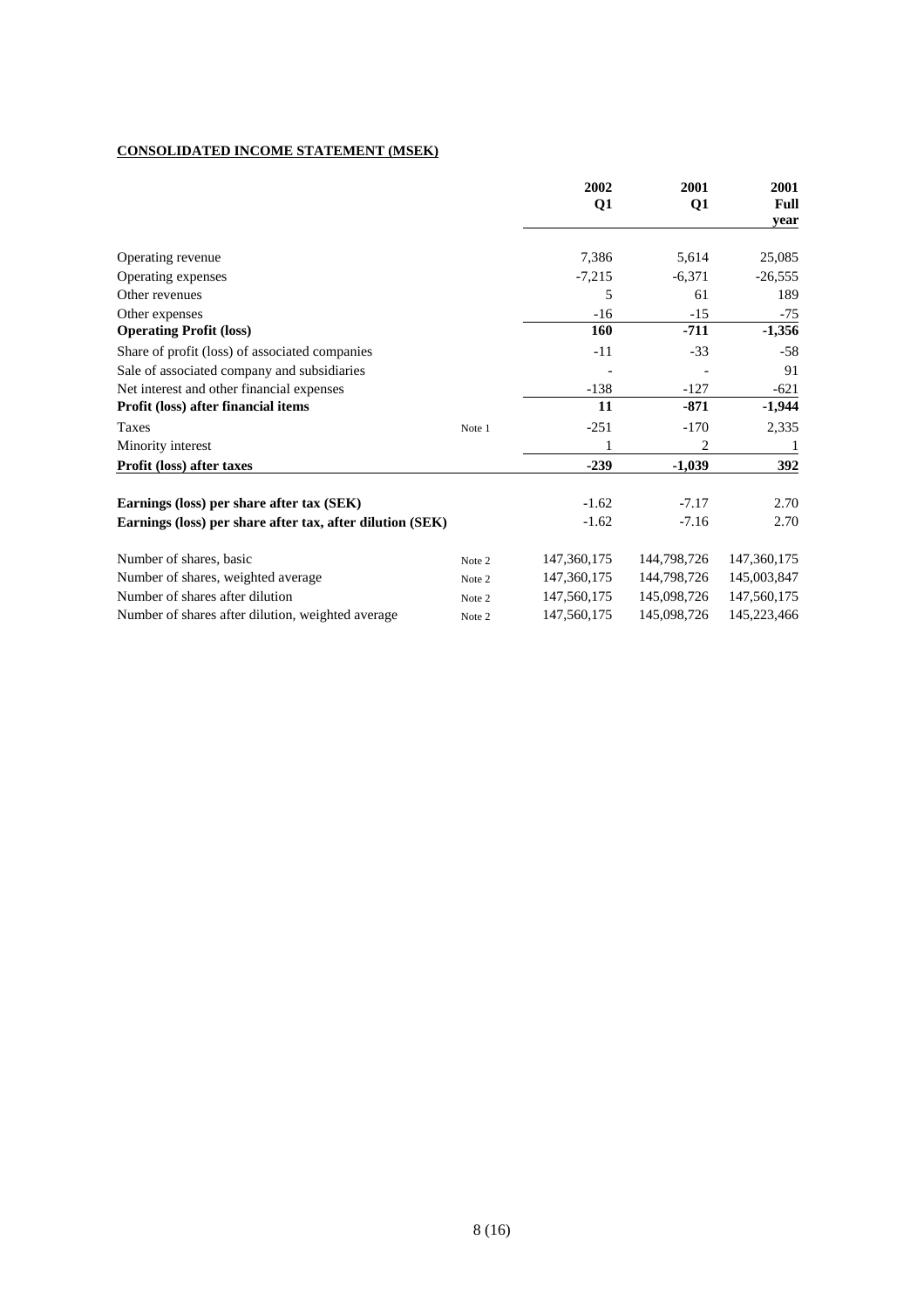**CONSOLIDATED INCOME STATEMENT (MSEK)**

| | | 2002 Q1 | 2001 Q1 | 2001 Full year |
|---|---|---|---|---|
| Operating revenue | | 7,386 | 5,614 | 25,085 |
| Operating expenses | | -7,215 | -6,371 | -26,555 |
| Other revenues | | 5 | 61 | 189 |
| Other expenses | | -16 | -15 | -75 |
| **Operating Profit (loss)** | | **160** | **-711** | **-1,356** |
| Share of profit (loss) of associated companies | | -11 | -33 | -58 |
| Sale of associated company and subsidiaries | | - | - | 91 |
| Net interest and other financial expenses | | -138 | -127 | -621 |
| **Profit (loss) after financial items** | | **11** | **-871** | **-1,944** |
| Taxes | Note 1 | -251 | -170 | 2,335 |
| Minority interest | | 1 | 2 | 1 |
| **Profit (loss) after taxes** | | **-239** | **-1,039** | **392** |
| | | | | |
| **Earnings (loss) per share after tax (SEK)** | | -1.62 | -7.17 | 2.70 |
| **Earnings (loss) per share after tax, after dilution (SEK)** | | -1.62 | -7.16 | 2.70 |
| | | | | |
| Number of shares, basic | Note 2 | 147,360,175 | 144,798,726 | 147,360,175 |
| Number of shares, weighted average | Note 2 | 147,360,175 | 144,798,726 | 145,003,847 |
| Number of shares after dilution | Note 2 | 147,560,175 | 145,098,726 | 147,560,175 |
| Number of shares after dilution, weighted average | Note 2 | 147,560,175 | 145,098,726 | 145,223,466 |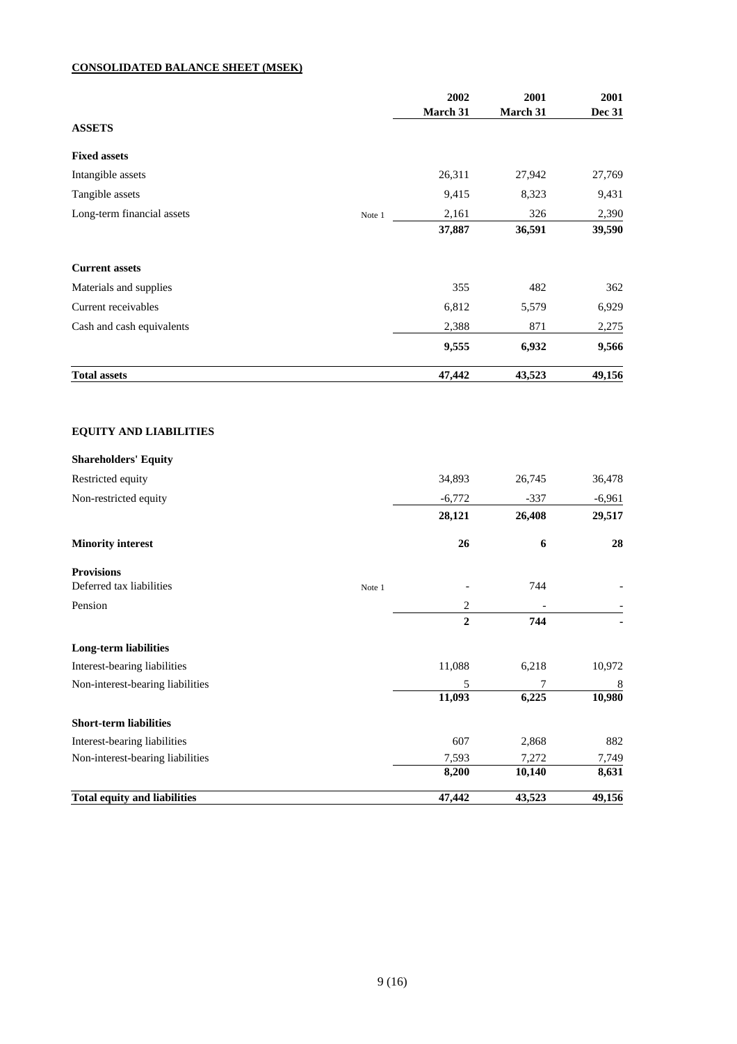**CONSOLIDATED BALANCE SHEET (MSEK)**

| | | 2002 March 31 | 2001 March 31 | 2001 Dec 31 |
|---|---|---|---|---|
| **ASSETS** | | | | |
| **Fixed assets** | | | | |
| Intangible assets | | 26,311 | 27,942 | 27,769 |
| Tangible assets | | 9,415 | 8,323 | 9,431 |
| Long-term financial assets | Note 1 | 2,161 | 326 | 2,390 |
| | | **37,887** | **36,591** | **39,590** |
| **Current assets** | | | | |
| Materials and supplies | | 355 | 482 | 362 |
| Current receivables | | 6,812 | 5,579 | 6,929 |
| Cash and cash equivalents | | 2,388 | 871 | 2,275 |
| | | **9,555** | **6,932** | **9,566** |
| **Total assets** | | **47,442** | **43,523** | **49,156** |
| | | | | |
| **EQUITY AND LIABILITIES** | | | | |
| **Shareholders' Equity** | | | | |
| Restricted equity | | 34,893 | 26,745 | 36,478 |
| Non-restricted equity | | -6,772 | -337 | -6,961 |
| | | **28,121** | **26,408** | **29,517** |
| **Minority interest** | | **26** | **6** | **28** |
| **Provisions** | | | | |
| Deferred tax liabilities | Note 1 | - | 744 | - |
| Pension | | 2 | - | - |
| | | **2** | **744** | **-** |
| **Long-term liabilities** | | | | |
| Interest-bearing liabilities | | 11,088 | 6,218 | 10,972 |
| Non-interest-bearing liabilities | | 5 | 7 | 8 |
| | | **11,093** | **6,225** | **10,980** |
| **Short-term liabilities** | | | | |
| Interest-bearing liabilities | | 607 | 2,868 | 882 |
| Non-interest-bearing liabilities | | 7,593 | 7,272 | 7,749 |
| | | **8,200** | **10,140** | **8,631** |
| **Total equity and liabilities** | | **47,442** | **43,523** | **49,156** |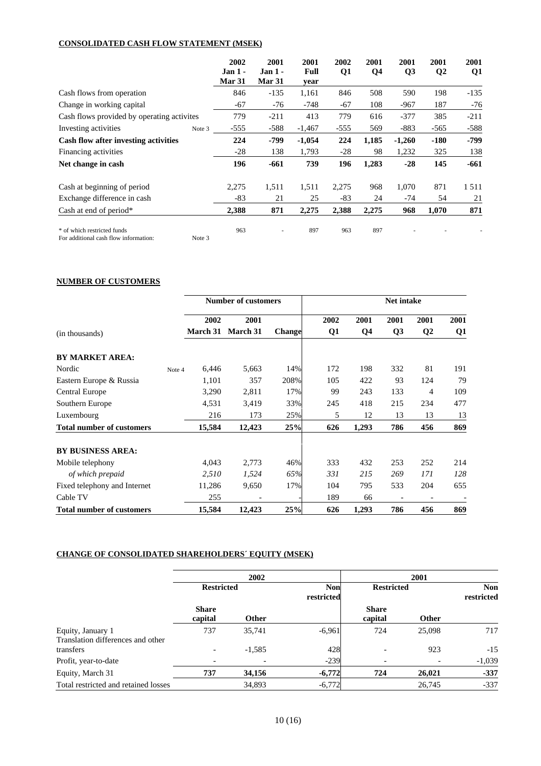**CONSOLIDATED CASH FLOW STATEMENT (MSEK)**

| | | 2002 Jan 1 - Mar 31 | 2001 Jan 1 - Mar 31 | 2001 Full year | 2002 Q1 | 2001 Q4 | 2001 Q3 | 2001 Q2 | 2001 Q1 |
|---|---|---|---|---|---|---|---|---|---|
| Cash flows from operation | | 846 | -135 | 1,161 | 846 | 508 | 590 | 198 | -135 |
| Change in working capital | | -67 | -76 | -748 | -67 | 108 | -967 | 187 | -76 |
| Cash flows provided by operating activites | | 779 | -211 | 413 | 779 | 616 | -377 | 385 | -211 |
| Investing activities | Note 3 | -555 | -588 | -1,467 | -555 | 569 | -883 | -565 | -588 |
| **Cash flow after investing activities** | | **224** | **-799** | **-1,054** | **224** | **1,185** | **-1,260** | **-180** | **-799** |
| Financing activities | | -28 | 138 | 1,793 | -28 | 98 | 1,232 | 325 | 138 |
| **Net change in cash** | | **196** | **-661** | **739** | **196** | **1,283** | **-28** | **145** | **-661** |
| | | | | | | | | | |
| Cash at beginning of period | | 2,275 | 1,511 | 1,511 | 2,275 | 968 | 1,070 | 871 | 1 511 |
| Exchange difference in cash | | -83 | 21 | 25 | -83 | 24 | -74 | 54 | 21 |
| Cash at end of period* | | **2,388** | **871** | **2,275** | **2,388** | **2,275** | **968** | **1,070** | **871** |
| | | | | | | | | | |
| * of which restricted funds | | 963 | - | 897 | 963 | 897 | - | - | - |
| For additional cash flow information: | Note 3 | | | | | | | | |

**NUMBER OF CUSTOMERS**

| | | Number of customers | | | Net intake | | | | |
|---|---|---|---|---|---|---|---|---|---|
| (in thousands) | | 2002 March 31 | 2001 March 31 | Change | 2002 Q1 | 2001 Q4 | 2001 Q3 | 2001 Q2 | 2001 Q1 |
| **BY MARKET AREA:** | | | | | | | | | |
| Nordic | Note 4 | 6,446 | 5,663 | 14% | 172 | 198 | 332 | 81 | 191 |
| Eastern Europe & Russia | | 1,101 | 357 | 208% | 105 | 422 | 93 | 124 | 79 |
| Central Europe | | 3,290 | 2,811 | 17% | 99 | 243 | 133 | 4 | 109 |
| Southern Europe | | 4,531 | 3,419 | 33% | 245 | 418 | 215 | 234 | 477 |
| Luxembourg | | 216 | 173 | 25% | 5 | 12 | 13 | 13 | 13 |
| **Total number of customers** | | **15,584** | **12,423** | **25%** | **626** | **1,293** | **786** | **456** | **869** |
| **BY BUSINESS AREA:** | | | | | | | | | |
| Mobile telephony | | 4,043 | 2,773 | 46% | 333 | 432 | 253 | 252 | 214 |
| *of which prepaid* | | *2,510* | *1,524* | *65%* | *331* | *215* | *269* | *171* | *128* |
| Fixed telephony and Internet | | 11,286 | 9,650 | 17% | 104 | 795 | 533 | 204 | 655 |
| Cable TV | | 255 | - | - | 189 | 66 | - | - | - |
| **Total number of customers** | | **15,584** | **12,423** | **25%** | **626** | **1,293** | **786** | **456** | **869** |

**CHANGE OF CONSOLIDATED SHAREHOLDERS´ EQUITY (MSEK)**

| | 2002 | | | 2001 | | |
|---|---|---|---|---|---|---|
| | Restricted | | Non restricted | Restricted | | Non restricted |
| | Share capital | Other | | Share capital | Other | |
| Equity, January 1 | 737 | 35,741 | -6,961 | 724 | 25,098 | 717 |
| Translation differences and other transfers | - | -1,585 | 428 | - | 923 | -15 |
| Profit, year-to-date | - | - | -239 | - | - | -1,039 |
| Equity, March 31 | **737** | **34,156** | **-6,772** | **724** | **26,021** | **-337** |
| Total restricted and retained losses | | 34,893 | -6,772 | | 26,745 | -337 |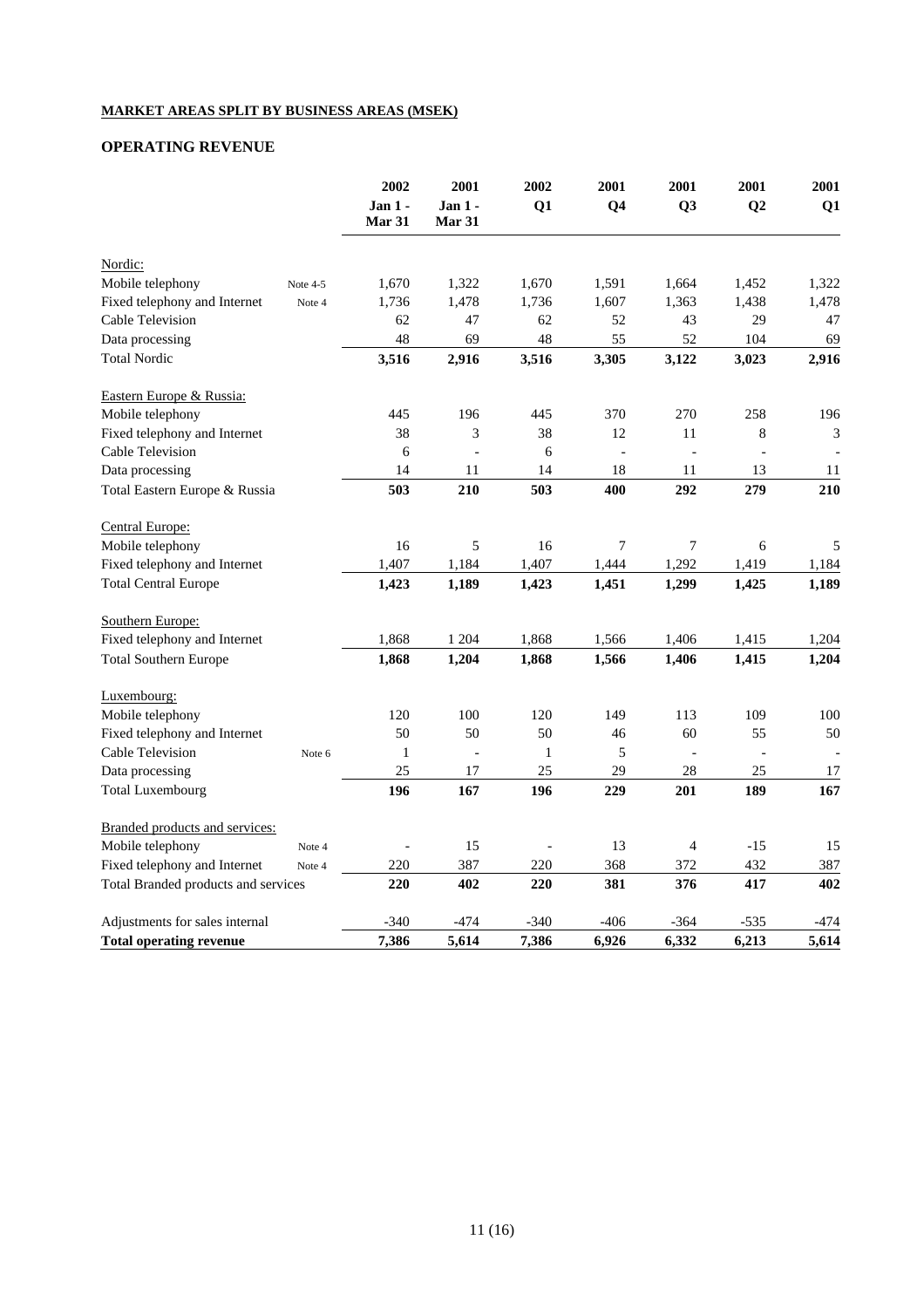**MARKET AREAS SPLIT BY BUSINESS AREAS (MSEK)**

**OPERATING REVENUE**

| | | 2002 Jan 1 - Mar 31 | 2001 Jan 1 - Mar 31 | 2002 Q1 | 2001 Q4 | 2001 Q3 | 2001 Q2 | 2001 Q1 |
|---|---|---|---|---|---|---|---|---|
| Nordic: | | | | | | | | |
| Mobile telephony | Note 4-5 | 1,670 | 1,322 | 1,670 | 1,591 | 1,664 | 1,452 | 1,322 |
| Fixed telephony and Internet | Note 4 | 1,736 | 1,478 | 1,736 | 1,607 | 1,363 | 1,438 | 1,478 |
| Cable Television | | 62 | 47 | 62 | 52 | 43 | 29 | 47 |
| Data processing | | 48 | 69 | 48 | 55 | 52 | 104 | 69 |
| Total Nordic | | **3,516** | **2,916** | **3,516** | **3,305** | **3,122** | **3,023** | **2,916** |
| Eastern Europe & Russia: | | | | | | | | |
| Mobile telephony | | 445 | 196 | 445 | 370 | 270 | 258 | 196 |
| Fixed telephony and Internet | | 38 | 3 | 38 | 12 | 11 | 8 | 3 |
| Cable Television | | 6 | - | 6 | - | - | - | - |
| Data processing | | 14 | 11 | 14 | 18 | 11 | 13 | 11 |
| Total Eastern Europe & Russia | | **503** | **210** | **503** | **400** | **292** | **279** | **210** |
| Central Europe: | | | | | | | | |
| Mobile telephony | | 16 | 5 | 16 | 7 | 7 | 6 | 5 |
| Fixed telephony and Internet | | 1,407 | 1,184 | 1,407 | 1,444 | 1,292 | 1,419 | 1,184 |
| Total Central Europe | | **1,423** | **1,189** | **1,423** | **1,451** | **1,299** | **1,425** | **1,189** |
| Southern Europe: | | | | | | | | |
| Fixed telephony and Internet | | 1,868 | 1 204 | 1,868 | 1,566 | 1,406 | 1,415 | 1,204 |
| Total Southern Europe | | **1,868** | **1,204** | **1,868** | **1,566** | **1,406** | **1,415** | **1,204** |
| Luxembourg: | | | | | | | | |
| Mobile telephony | | 120 | 100 | 120 | 149 | 113 | 109 | 100 |
| Fixed telephony and Internet | | 50 | 50 | 50 | 46 | 60 | 55 | 50 |
| Cable Television | Note 6 | 1 | - | 1 | 5 | - | - | - |
| Data processing | | 25 | 17 | 25 | 29 | 28 | 25 | 17 |
| Total Luxembourg | | **196** | **167** | **196** | **229** | **201** | **189** | **167** |
| Branded products and services: | | | | | | | | |
| Mobile telephony | Note 4 | - | 15 | - | 13 | 4 | -15 | 15 |
| Fixed telephony and Internet | Note 4 | 220 | 387 | 220 | 368 | 372 | 432 | 387 |
| Total Branded products and services | | **220** | **402** | **220** | **381** | **376** | **417** | **402** |
| Adjustments for sales internal | | -340 | -474 | -340 | -406 | -364 | -535 | -474 |
| **Total operating revenue** | | **7,386** | **5,614** | **7,386** | **6,926** | **6,332** | **6,213** | **5,614** |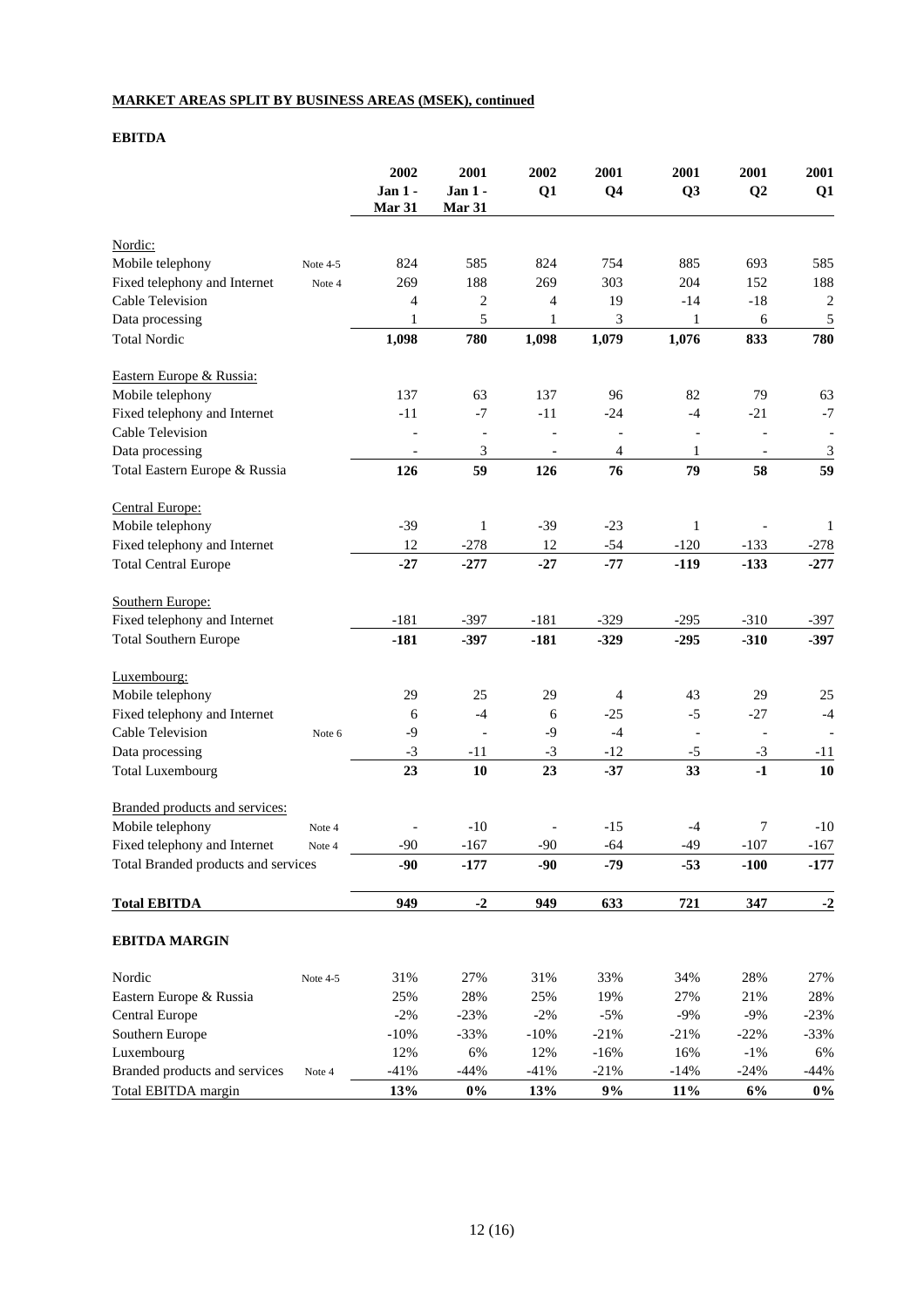**MARKET AREAS SPLIT BY BUSINESS AREAS (MSEK), continued**

**EBITDA**

| | | 2002 Jan 1 - Mar 31 | 2001 Jan 1 - Mar 31 | 2002 Q1 | 2001 Q4 | 2001 Q3 | 2001 Q2 | 2001 Q1 |
|---|---|---|---|---|---|---|---|---|
| Nordic: | | | | | | | | |
| Mobile telephony | Note 4-5 | 824 | 585 | 824 | 754 | 885 | 693 | 585 |
| Fixed telephony and Internet | Note 4 | 269 | 188 | 269 | 303 | 204 | 152 | 188 |
| Cable Television | | 4 | 2 | 4 | 19 | -14 | -18 | 2 |
| Data processing | | 1 | 5 | 1 | 3 | 1 | 6 | 5 |
| Total Nordic | | **1,098** | **780** | **1,098** | **1,079** | **1,076** | **833** | **780** |
| Eastern Europe & Russia: | | | | | | | | |
| Mobile telephony | | 137 | 63 | 137 | 96 | 82 | 79 | 63 |
| Fixed telephony and Internet | | -11 | -7 | -11 | -24 | -4 | -21 | -7 |
| Cable Television | | - | - | - | - | - | - | - |
| Data processing | | - | 3 | - | 4 | 1 | - | 3 |
| Total Eastern Europe & Russia | | **126** | **59** | **126** | **76** | **79** | **58** | **59** |
| Central Europe: | | | | | | | | |
| Mobile telephony | | -39 | 1 | -39 | -23 | 1 | - | 1 |
| Fixed telephony and Internet | | 12 | -278 | 12 | -54 | -120 | -133 | -278 |
| Total Central Europe | | **-27** | **-277** | **-27** | **-77** | **-119** | **-133** | **-277** |
| Southern Europe: | | | | | | | | |
| Fixed telephony and Internet | | -181 | -397 | -181 | -329 | -295 | -310 | -397 |
| Total Southern Europe | | **-181** | **-397** | **-181** | **-329** | **-295** | **-310** | **-397** |
| Luxembourg: | | | | | | | | |
| Mobile telephony | | 29 | 25 | 29 | 4 | 43 | 29 | 25 |
| Fixed telephony and Internet | | 6 | -4 | 6 | -25 | -5 | -27 | -4 |
| Cable Television | Note 6 | -9 | - | -9 | -4 | - | - | - |
| Data processing | | -3 | -11 | -3 | -12 | -5 | -3 | -11 |
| Total Luxembourg | | **23** | **10** | **23** | **-37** | **33** | **-1** | **10** |
| Branded products and services: | | | | | | | | |
| Mobile telephony | Note 4 | - | -10 | - | -15 | -4 | 7 | -10 |
| Fixed telephony and Internet | Note 4 | -90 | -167 | -90 | -64 | -49 | -107 | -167 |
| Total Branded products and services | | **-90** | **-177** | **-90** | **-79** | **-53** | **-100** | **-177** |
| **Total EBITDA** | | **949** | **-2** | **949** | **633** | **721** | **347** | **-2** |

**EBITDA MARGIN**

| | | 2002 Jan 1 - Mar 31 | 2001 Jan 1 - Mar 31 | 2002 Q1 | 2001 Q4 | 2001 Q3 | 2001 Q2 | 2001 Q1 |
|---|---|---|---|---|---|---|---|---|
| Nordic | Note 4-5 | 31% | 27% | 31% | 33% | 34% | 28% | 27% |
| Eastern Europe & Russia | | 25% | 28% | 25% | 19% | 27% | 21% | 28% |
| Central Europe | | -2% | -23% | -2% | -5% | -9% | -9% | -23% |
| Southern Europe | | -10% | -33% | -10% | -21% | -21% | -22% | -33% |
| Luxembourg | | 12% | 6% | 12% | -16% | 16% | -1% | 6% |
| Branded products and services | Note 4 | -41% | -44% | -41% | -21% | -14% | -24% | -44% |
| Total EBITDA margin | | **13%** | **0%** | **13%** | **9%** | **11%** | **6%** | **0%** |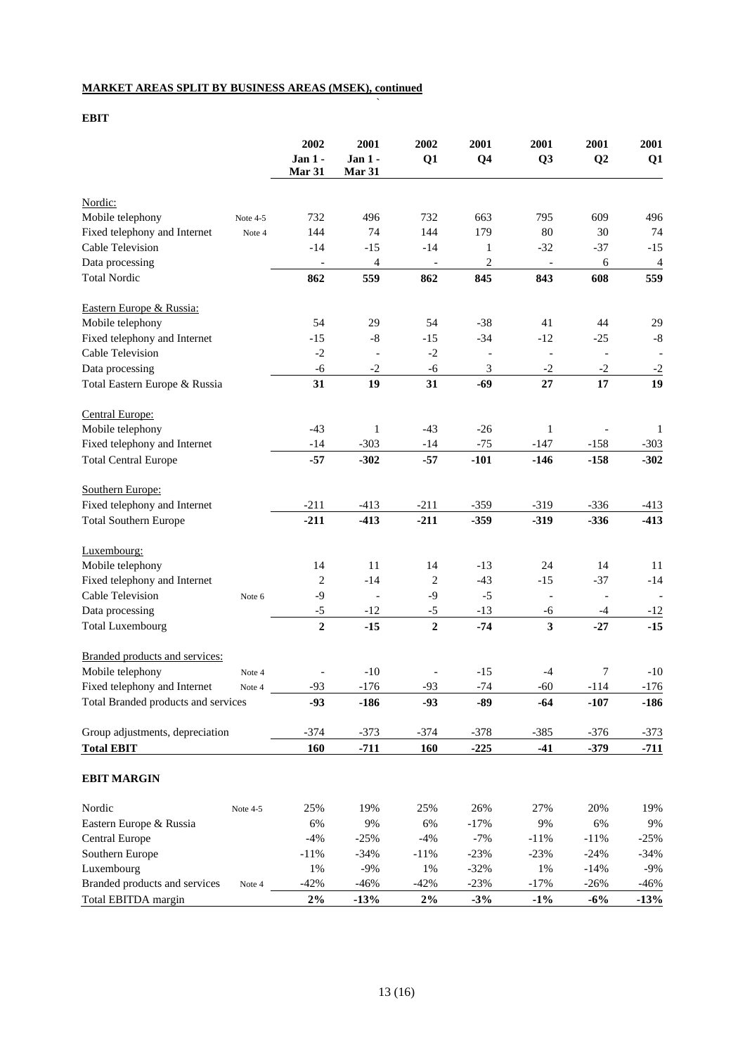## MARKET AREAS SPLIT BY BUSINESS AREAS (MSEK), continued

### EBIT

| | | 2002 Jan 1 - Mar 31 | 2001 Jan 1 - Mar 31 | 2002 Q1 | 2001 Q4 | 2001 Q3 | 2001 Q2 | 2001 Q1 |
|---|---|---|---|---|---|---|---|---|
| Nordic: | | | | | | | | |
| Mobile telephony | Note 4-5 | 732 | 496 | 732 | 663 | 795 | 609 | 496 |
| Fixed telephony and Internet | Note 4 | 144 | 74 | 144 | 179 | 80 | 30 | 74 |
| Cable Television | | -14 | -15 | -14 | 1 | -32 | -37 | -15 |
| Data processing | | - | 4 | - | 2 | - | 6 | 4 |
| Total Nordic | | **862** | **559** | **862** | **845** | **843** | **608** | **559** |
| Eastern Europe & Russia: | | | | | | | | |
| Mobile telephony | | 54 | 29 | 54 | -38 | 41 | 44 | 29 |
| Fixed telephony and Internet | | -15 | -8 | -15 | -34 | -12 | -25 | -8 |
| Cable Television | | -2 | - | -2 | - | - | - | - |
| Data processing | | -6 | -2 | -6 | 3 | -2 | -2 | -2 |
| Total Eastern Europe & Russia | | **31** | **19** | **31** | **-69** | **27** | **17** | **19** |
| Central Europe: | | | | | | | | |
| Mobile telephony | | -43 | 1 | -43 | -26 | 1 | - | 1 |
| Fixed telephony and Internet | | -14 | -303 | -14 | -75 | -147 | -158 | -303 |
| Total Central Europe | | **-57** | **-302** | **-57** | **-101** | **-146** | **-158** | **-302** |
| Southern Europe: | | | | | | | | |
| Fixed telephony and Internet | | -211 | -413 | -211 | -359 | -319 | -336 | -413 |
| Total Southern Europe | | **-211** | **-413** | **-211** | **-359** | **-319** | **-336** | **-413** |
| Luxembourg: | | | | | | | | |
| Mobile telephony | | 14 | 11 | 14 | -13 | 24 | 14 | 11 |
| Fixed telephony and Internet | | 2 | -14 | 2 | -43 | -15 | -37 | -14 |
| Cable Television | Note 6 | -9 | - | -9 | -5 | - | - | - |
| Data processing | | -5 | -12 | -5 | -13 | -6 | -4 | -12 |
| Total Luxembourg | | **2** | **-15** | **2** | **-74** | **3** | **-27** | **-15** |
| Branded products and services: | | | | | | | | |
| Mobile telephony | Note 4 | - | -10 | - | -15 | -4 | 7 | -10 |
| Fixed telephony and Internet | Note 4 | -93 | -176 | -93 | -74 | -60 | -114 | -176 |
| Total Branded products and services | | **-93** | **-186** | **-93** | **-89** | **-64** | **-107** | **-186** |
| Group adjustments, depreciation | | -374 | -373 | -374 | -378 | -385 | -376 | -373 |
| **Total EBIT** | | **160** | **-711** | **160** | **-225** | **-41** | **-379** | **-711** |

### EBIT MARGIN

| | | 2002 Jan 1 - Mar 31 | 2001 Jan 1 - Mar 31 | 2002 Q1 | 2001 Q4 | 2001 Q3 | 2001 Q2 | 2001 Q1 |
|---|---|---|---|---|---|---|---|---|
| Nordic | Note 4-5 | 25% | 19% | 25% | 26% | 27% | 20% | 19% |
| Eastern Europe & Russia | | 6% | 9% | 6% | -17% | 9% | 6% | 9% |
| Central Europe | | -4% | -25% | -4% | -7% | -11% | -11% | -25% |
| Southern Europe | | -11% | -34% | -11% | -23% | -23% | -24% | -34% |
| Luxembourg | | 1% | -9% | 1% | -32% | 1% | -14% | -9% |
| Branded products and services | Note 4 | -42% | -46% | -42% | -23% | -17% | -26% | -46% |
| Total EBITDA margin | | **2%** | **-13%** | **2%** | **-3%** | **-1%** | **-6%** | **-13%** |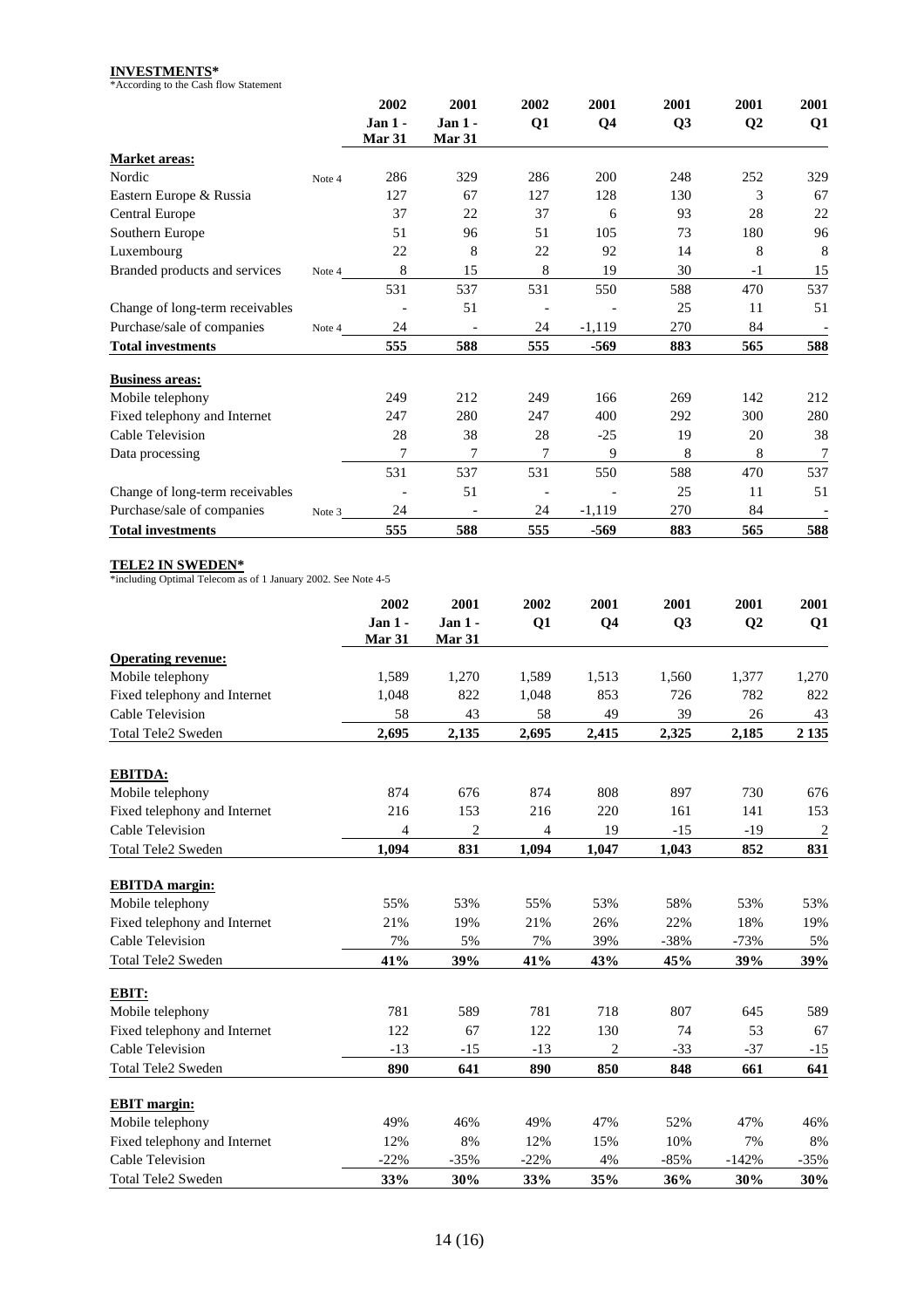**INVESTMENTS***

*According to the Cash flow Statement

| | | 2002 Jan 1 - Mar 31 | 2001 Jan 1 - Mar 31 | 2002 Q1 | 2001 Q4 | 2001 Q3 | 2001 Q2 | 2001 Q1 |
|---|---|---|---|---|---|---|---|---|
| **Market areas:** | | | | | | | | |
| Nordic | Note 4 | 286 | 329 | 286 | 200 | 248 | 252 | 329 |
| Eastern Europe & Russia | | 127 | 67 | 127 | 128 | 130 | 3 | 67 |
| Central Europe | | 37 | 22 | 37 | 6 | 93 | 28 | 22 |
| Southern Europe | | 51 | 96 | 51 | 105 | 73 | 180 | 96 |
| Luxembourg | | 22 | 8 | 22 | 92 | 14 | 8 | 8 |
| Branded products and services | Note 4 | 8 | 15 | 8 | 19 | 30 | -1 | 15 |
| | | 531 | 537 | 531 | 550 | 588 | 470 | 537 |
| Change of long-term receivables | | - | 51 | - | - | 25 | 11 | 51 |
| Purchase/sale of companies | Note 4 | 24 | - | 24 | -1,119 | 270 | 84 | - |
| **Total investments** | | **555** | **588** | **555** | **-569** | **883** | **565** | **588** |
| **Business areas:** | | | | | | | | |
| Mobile telephony | | 249 | 212 | 249 | 166 | 269 | 142 | 212 |
| Fixed telephony and Internet | | 247 | 280 | 247 | 400 | 292 | 300 | 280 |
| Cable Television | | 28 | 38 | 28 | -25 | 19 | 20 | 38 |
| Data processing | | 7 | 7 | 7 | 9 | 8 | 8 | 7 |
| | | 531 | 537 | 531 | 550 | 588 | 470 | 537 |
| Change of long-term receivables | | - | 51 | - | - | 25 | 11 | 51 |
| Purchase/sale of companies | Note 3 | 24 | - | 24 | -1,119 | 270 | 84 | - |
| **Total investments** | | **555** | **588** | **555** | **-569** | **883** | **565** | **588** |

**TELE2 IN SWEDEN***

*including Optimal Telecom as of 1 January 2002. See Note 4-5

| | 2002 Jan 1 - Mar 31 | 2001 Jan 1 - Mar 31 | 2002 Q1 | 2001 Q4 | 2001 Q3 | 2001 Q2 | 2001 Q1 |
|---|---|---|---|---|---|---|---|
| **Operating revenue:** | | | | | | | |
| Mobile telephony | 1,589 | 1,270 | 1,589 | 1,513 | 1,560 | 1,377 | 1,270 |
| Fixed telephony and Internet | 1,048 | 822 | 1,048 | 853 | 726 | 782 | 822 |
| Cable Television | 58 | 43 | 58 | 49 | 39 | 26 | 43 |
| Total Tele2 Sweden | **2,695** | **2,135** | **2,695** | **2,415** | **2,325** | **2,185** | **2 135** |
| **EBITDA:** | | | | | | | |
| Mobile telephony | 874 | 676 | 874 | 808 | 897 | 730 | 676 |
| Fixed telephony and Internet | 216 | 153 | 216 | 220 | 161 | 141 | 153 |
| Cable Television | 4 | 2 | 4 | 19 | -15 | -19 | 2 |
| Total Tele2 Sweden | **1,094** | **831** | **1,094** | **1,047** | **1,043** | **852** | **831** |
| **EBITDA margin:** | | | | | | | |
| Mobile telephony | 55% | 53% | 55% | 53% | 58% | 53% | 53% |
| Fixed telephony and Internet | 21% | 19% | 21% | 26% | 22% | 18% | 19% |
| Cable Television | 7% | 5% | 7% | 39% | -38% | -73% | 5% |
| Total Tele2 Sweden | **41%** | **39%** | **41%** | **43%** | **45%** | **39%** | **39%** |
| **EBIT:** | | | | | | | |
| Mobile telephony | 781 | 589 | 781 | 718 | 807 | 645 | 589 |
| Fixed telephony and Internet | 122 | 67 | 122 | 130 | 74 | 53 | 67 |
| Cable Television | -13 | -15 | -13 | 2 | -33 | -37 | -15 |
| Total Tele2 Sweden | **890** | **641** | **890** | **850** | **848** | **661** | **641** |
| **EBIT margin:** | | | | | | | |
| Mobile telephony | 49% | 46% | 49% | 47% | 52% | 47% | 46% |
| Fixed telephony and Internet | 12% | 8% | 12% | 15% | 10% | 7% | 8% |
| Cable Television | -22% | -35% | -22% | 4% | -85% | -142% | -35% |
| Total Tele2 Sweden | **33%** | **30%** | **33%** | **35%** | **36%** | **30%** | **30%** |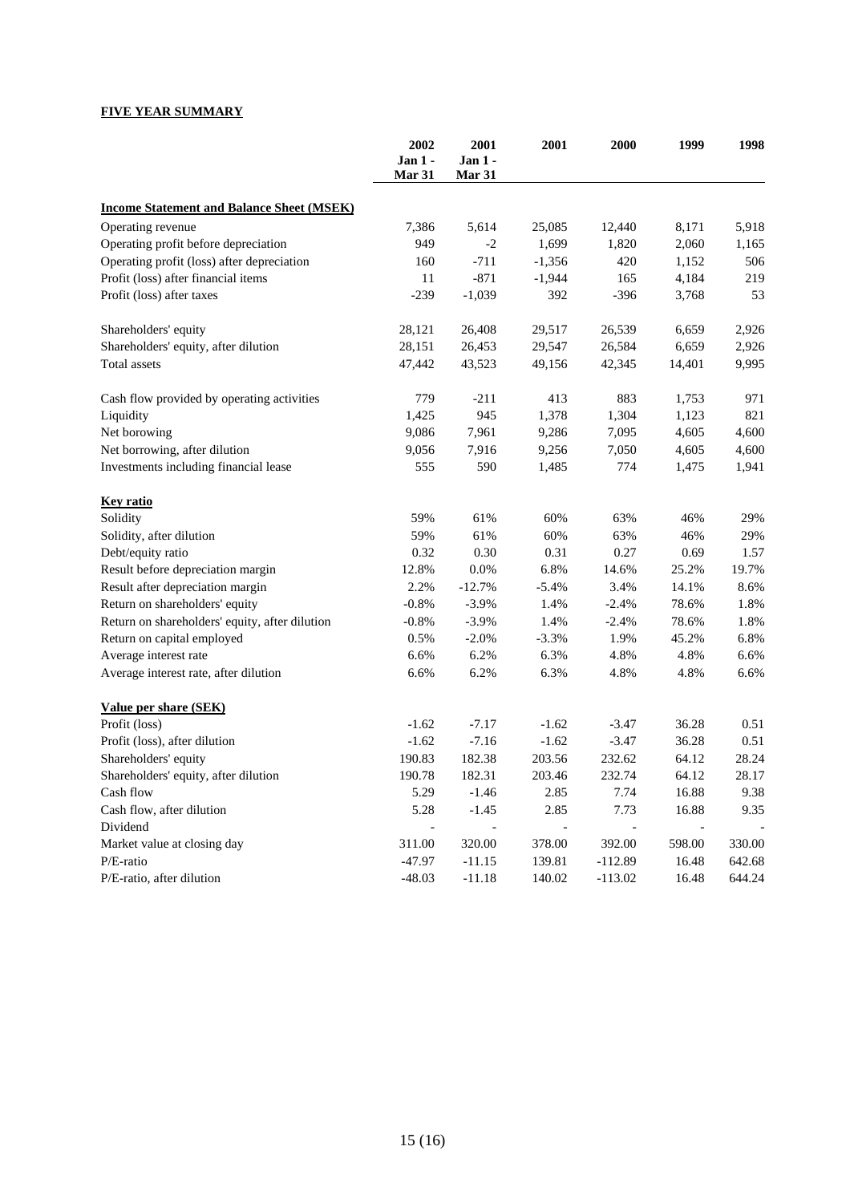**FIVE YEAR SUMMARY**

| | 2002 Jan 1 - Mar 31 | 2001 Jan 1 - Mar 31 | 2001 | 2000 | 1999 | 1998 |
|---|---|---|---|---|---|---|
| **Income Statement and Balance Sheet (MSEK)** | | | | | | |
| Operating revenue | 7,386 | 5,614 | 25,085 | 12,440 | 8,171 | 5,918 |
| Operating profit before depreciation | 949 | -2 | 1,699 | 1,820 | 2,060 | 1,165 |
| Operating profit (loss) after depreciation | 160 | -711 | -1,356 | 420 | 1,152 | 506 |
| Profit (loss) after financial items | 11 | -871 | -1,944 | 165 | 4,184 | 219 |
| Profit (loss) after taxes | -239 | -1,039 | 392 | -396 | 3,768 | 53 |
| Shareholders' equity | 28,121 | 26,408 | 29,517 | 26,539 | 6,659 | 2,926 |
| Shareholders' equity, after dilution | 28,151 | 26,453 | 29,547 | 26,584 | 6,659 | 2,926 |
| Total assets | 47,442 | 43,523 | 49,156 | 42,345 | 14,401 | 9,995 |
| Cash flow provided by operating activities | 779 | -211 | 413 | 883 | 1,753 | 971 |
| Liquidity | 1,425 | 945 | 1,378 | 1,304 | 1,123 | 821 |
| Net borowing | 9,086 | 7,961 | 9,286 | 7,095 | 4,605 | 4,600 |
| Net borrowing, after dilution | 9,056 | 7,916 | 9,256 | 7,050 | 4,605 | 4,600 |
| Investments including financial lease | 555 | 590 | 1,485 | 774 | 1,475 | 1,941 |
| **Key ratio** | | | | | | |
| Solidity | 59% | 61% | 60% | 63% | 46% | 29% |
| Solidity, after dilution | 59% | 61% | 60% | 63% | 46% | 29% |
| Debt/equity ratio | 0.32 | 0.30 | 0.31 | 0.27 | 0.69 | 1.57 |
| Result before depreciation margin | 12.8% | 0.0% | 6.8% | 14.6% | 25.2% | 19.7% |
| Result after depreciation margin | 2.2% | -12.7% | -5.4% | 3.4% | 14.1% | 8.6% |
| Return on shareholders' equity | -0.8% | -3.9% | 1.4% | -2.4% | 78.6% | 1.8% |
| Return on shareholders' equity, after dilution | -0.8% | -3.9% | 1.4% | -2.4% | 78.6% | 1.8% |
| Return on capital employed | 0.5% | -2.0% | -3.3% | 1.9% | 45.2% | 6.8% |
| Average interest rate | 6.6% | 6.2% | 6.3% | 4.8% | 4.8% | 6.6% |
| Average interest rate, after dilution | 6.6% | 6.2% | 6.3% | 4.8% | 4.8% | 6.6% |
| **Value per share (SEK)** | | | | | | |
| Profit (loss) | -1.62 | -7.17 | -1.62 | -3.47 | 36.28 | 0.51 |
| Profit (loss), after dilution | -1.62 | -7.16 | -1.62 | -3.47 | 36.28 | 0.51 |
| Shareholders' equity | 190.83 | 182.38 | 203.56 | 232.62 | 64.12 | 28.24 |
| Shareholders' equity, after dilution | 190.78 | 182.31 | 203.46 | 232.74 | 64.12 | 28.17 |
| Cash flow | 5.29 | -1.46 | 2.85 | 7.74 | 16.88 | 9.38 |
| Cash flow, after dilution | 5.28 | -1.45 | 2.85 | 7.73 | 16.88 | 9.35 |
| Dividend | - | - | - | - | - | - |
| Market value at closing day | 311.00 | 320.00 | 378.00 | 392.00 | 598.00 | 330.00 |
| P/E-ratio | -47.97 | -11.15 | 139.81 | -112.89 | 16.48 | 642.68 |
| P/E-ratio, after dilution | -48.03 | -11.18 | 140.02 | -113.02 | 16.48 | 644.24 |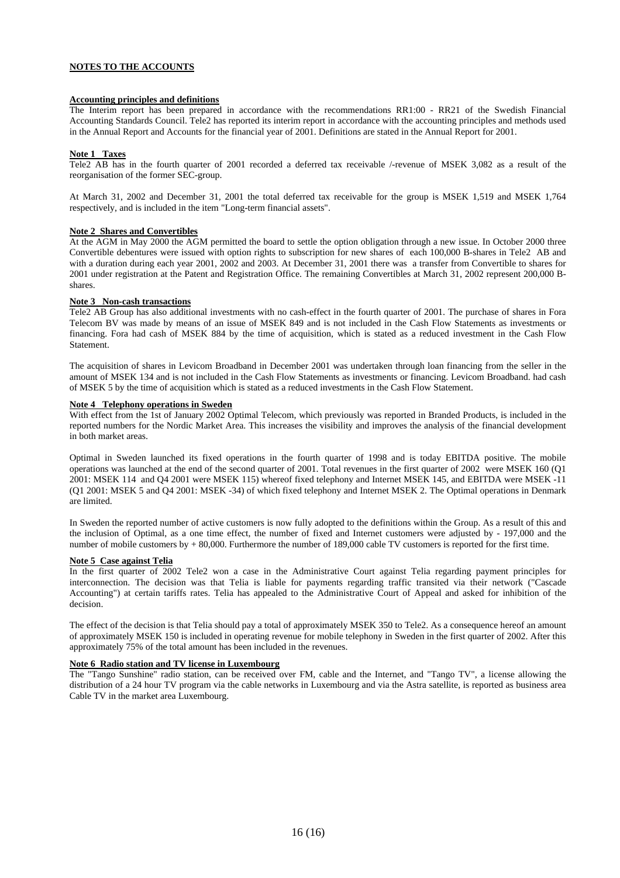## NOTES TO THE ACCOUNTS

### Accounting principles and definitions

The Interim report has been prepared in accordance with the recommendations RR1:00 - RR21 of the Swedish Financial Accounting Standards Council. Tele2 has reported its interim report in accordance with the accounting principles and methods used in the Annual Report and Accounts for the financial year of 2001. Definitions are stated in the Annual Report for 2001.

### Note 1 Taxes

Tele2 AB has in the fourth quarter of 2001 recorded a deferred tax receivable /-revenue of MSEK 3,082 as a result of the reorganisation of the former SEC-group.

At March 31, 2002 and December 31, 2001 the total deferred tax receivable for the group is MSEK 1,519 and MSEK 1,764 respectively, and is included in the item "Long-term financial assets".

### Note 2 Shares and Convertibles

At the AGM in May 2000 the AGM permitted the board to settle the option obligation through a new issue. In October 2000 three Convertible debentures were issued with option rights to subscription for new shares of each 100,000 B-shares in Tele2 AB and with a duration during each year 2001, 2002 and 2003. At December 31, 2001 there was a transfer from Convertible to shares for 2001 under registration at the Patent and Registration Office. The remaining Convertibles at March 31, 2002 represent 200,000 B-shares.

### Note 3 Non-cash transactions

Tele2 AB Group has also additional investments with no cash-effect in the fourth quarter of 2001. The purchase of shares in Fora Telecom BV was made by means of an issue of MSEK 849 and is not included in the Cash Flow Statements as investments or financing. Fora had cash of MSEK 884 by the time of acquisition, which is stated as a reduced investment in the Cash Flow Statement.

The acquisition of shares in Levicom Broadband in December 2001 was undertaken through loan financing from the seller in the amount of MSEK 134 and is not included in the Cash Flow Statements as investments or financing. Levicom Broadband. had cash of MSEK 5 by the time of acquisition which is stated as a reduced investments in the Cash Flow Statement.

### Note 4 Telephony operations in Sweden

With effect from the 1st of January 2002 Optimal Telecom, which previously was reported in Branded Products, is included in the reported numbers for the Nordic Market Area. This increases the visibility and improves the analysis of the financial development in both market areas.

Optimal in Sweden launched its fixed operations in the fourth quarter of 1998 and is today EBITDA positive. The mobile operations was launched at the end of the second quarter of 2001. Total revenues in the first quarter of 2002 were MSEK 160 (Q1 2001: MSEK 114 and Q4 2001 were MSEK 115) whereof fixed telephony and Internet MSEK 145, and EBITDA were MSEK -11 (Q1 2001: MSEK 5 and Q4 2001: MSEK -34) of which fixed telephony and Internet MSEK 2. The Optimal operations in Denmark are limited.

In Sweden the reported number of active customers is now fully adopted to the definitions within the Group. As a result of this and the inclusion of Optimal, as a one time effect, the number of fixed and Internet customers were adjusted by - 197,000 and the number of mobile customers by + 80,000. Furthermore the number of 189,000 cable TV customers is reported for the first time.

### Note 5 Case against Telia

In the first quarter of 2002 Tele2 won a case in the Administrative Court against Telia regarding payment principles for interconnection. The decision was that Telia is liable for payments regarding traffic transited via their network ("Cascade Accounting") at certain tariffs rates. Telia has appealed to the Administrative Court of Appeal and asked for inhibition of the decision.

The effect of the decision is that Telia should pay a total of approximately MSEK 350 to Tele2. As a consequence hereof an amount of approximately MSEK 150 is included in operating revenue for mobile telephony in Sweden in the first quarter of 2002. After this approximately 75% of the total amount has been included in the revenues.

### Note 6 Radio station and TV license in Luxembourg

The "Tango Sunshine" radio station, can be received over FM, cable and the Internet, and "Tango TV", a license allowing the distribution of a 24 hour TV program via the cable networks in Luxembourg and via the Astra satellite, is reported as business area Cable TV in the market area Luxembourg.